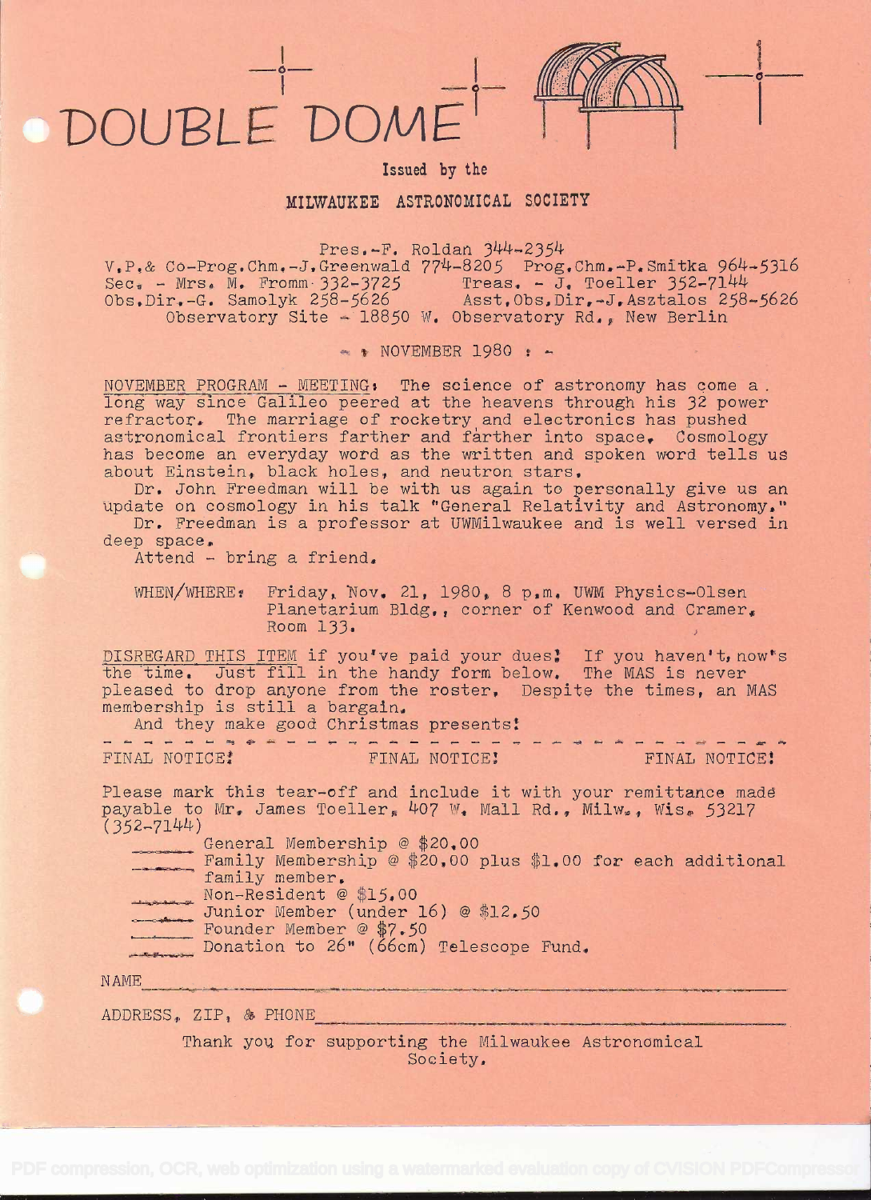# DOUBLE DOME

Issued by the

## MILWAUKEE ASTRONOMICAL SOCIETY

Pres.-F. Roldan 344-2354
V.P.& Co-Prog.Chm.-J.Greenwald 774-8205 Prog.Chm.-P.Smitka 964-5316
Sec. - Mrs. M. Fromm 332-3725 Treas. - J. Toeller 352-7144
Obs.Dir.-G. Samolyk 258-5626 Asst.Obs.Dir.-J.Asztalos 258-5626
Observatory Site - 18850 W. Observatory Rd., New Berlin

- NOVEMBER 1980 -

NOVEMBER PROGRAM - MEETING: The science of astronomy has come a long way since Galileo peered at the heavens through his 32 power refractor. The marriage of rocketry and electronics has pushed astronomical frontiers farther and farther into space. Cosmology has become an everyday word as the written and spoken word tells us about Einstein, black holes, and neutron stars.

Dr. John Freedman will be with us again to personally give us an update on cosmology in his talk "General Relativity and Astronomy."

Dr. Freedman is a professor at UWMilwaukee and is well versed in deep space.

Attend - bring a friend.

WHEN/WHERE: Friday, Nov. 21, 1980, 8 p.m. UWM Physics-Olsen Planetarium Bldg., corner of Kenwood and Cramer, Room 133.

DISREGARD THIS ITEM if you've paid your dues! If you haven't, now's the time. Just fill in the handy form below. The MAS is never pleased to drop anyone from the roster. Despite the times, an MAS membership is still a bargain.

And they make good Christmas presents!

- - - - - - - - - - - - - - - - - - - - - - - - - - - - - - - - - - -

FINAL NOTICE! FINAL NOTICE! FINAL NOTICE!

Please mark this tear-off and include it with your remittance made payable to Mr. James Toeller, 407 W. Mall Rd., Milw., Wis. 53217 (352-7144)

_____ General Membership @ $20.00
_____ Family Membership @ $20.00 plus $1.00 for each additional family member.
_____ Non-Resident @ $15.00
_____ Junior Member (under 16) @ $12.50
_____ Founder Member @ $7.50
_____ Donation to 26" (66cm) Telescope Fund.

NAME_______________________________________________

ADDRESS, ZIP, & PHONE_______________________________

Thank you for supporting the Milwaukee Astronomical Society.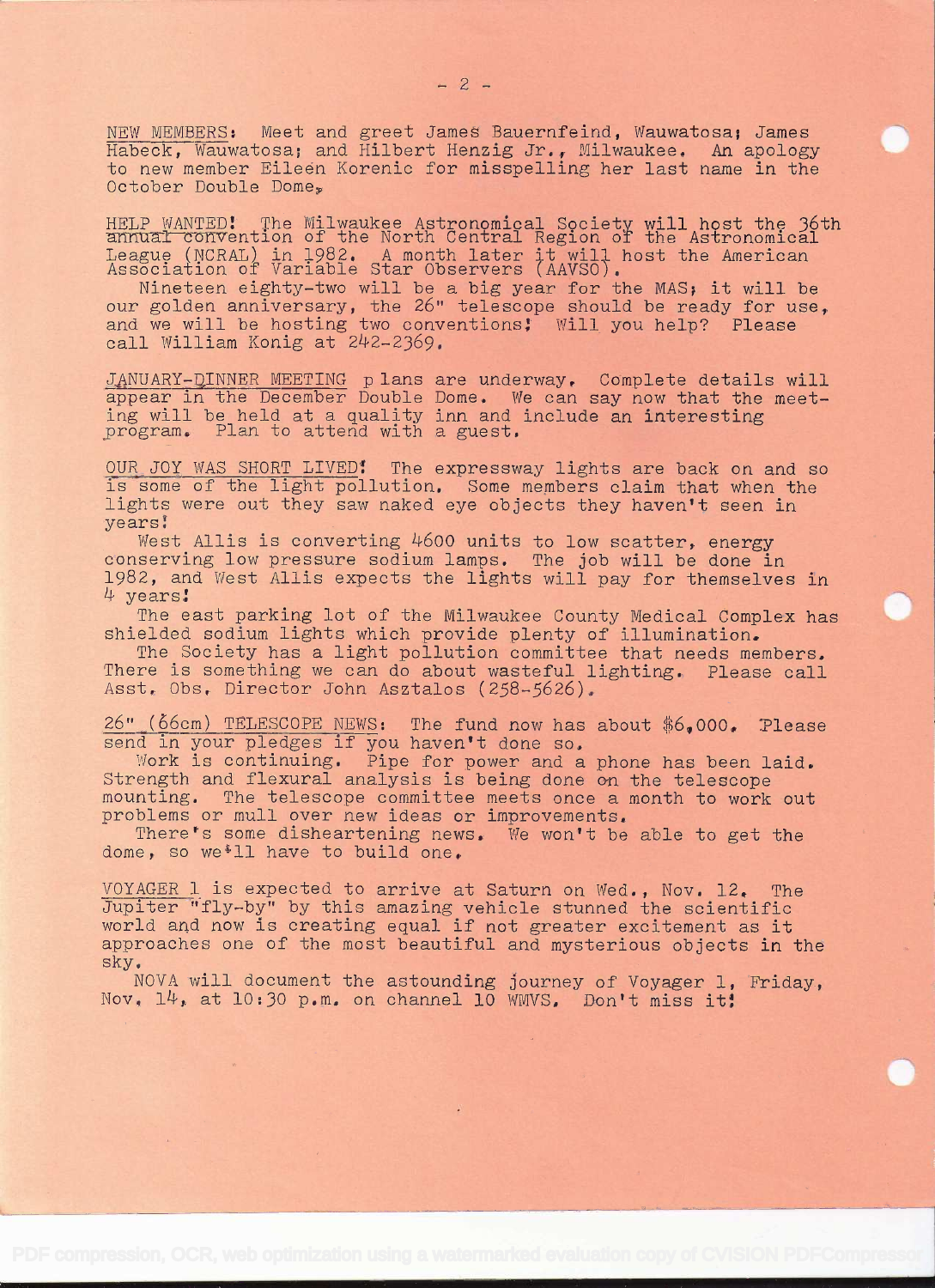NEW MEMBERS: Meet and greet James Bauernfeind, Wauwatosa; James Habeck, Wauwatosa; and Hilbert Henzig Jr., Milwaukee. An apology to new member Eileen Korenic for misspelling her last name in the October Double Dome.

HELP WANTED! The Milwaukee Astronomical Society will host the 36th annual convention of the North Central Region of the Astronomical League (NCRAL) in 1982. A month later it will host the American Association of Variable Star Observers (AAVSO).

Nineteen eighty-two will be a big year for the MAS; it will be our golden anniversary, the 26" telescope should be ready for use, and we will be hosting two conventions! Will you help? Please call William Konig at 242-2369.

JANUARY-DINNER MEETING plans are underway. Complete details will appear in the December Double Dome. We can say now that the meeting will be held at a quality inn and include an interesting program. Plan to attend with a guest.

OUR JOY WAS SHORT LIVED! The expressway lights are back on and so is some of the light pollution. Some members claim that when the lights were out they saw naked eye objects they haven't seen in years!

West Allis is converting 4600 units to low scatter, energy conserving low pressure sodium lamps. The job will be done in 1982, and West Allis expects the lights will pay for themselves in 4 years!

The east parking lot of the Milwaukee County Medical Complex has shielded sodium lights which provide plenty of illumination.

The Society has a light pollution committee that needs members. There is something we can do about wasteful lighting. Please call Asst. Obs. Director John Asztalos (258-5626).

26" (66cm) TELESCOPE NEWS: The fund now has about $6,000. Please send in your pledges if you haven't done so.

Work is continuing. Pipe for power and a phone has been laid. Strength and flexural analysis is being done on the telescope mounting. The telescope committee meets once a month to work out problems or mull over new ideas or improvements.

There's some disheartening news. We won't be able to get the dome, so we'll have to build one.

VOYAGER 1 is expected to arrive at Saturn on Wed., Nov. 12. The Jupiter "fly-by" by this amazing vehicle stunned the scientific world and now is creating equal if not greater excitement as it approaches one of the most beautiful and mysterious objects in the sky.

NOVA will document the astounding journey of Voyager 1, Friday, Nov. 14, at 10:30 p.m. on channel 10 WMVS. Don't miss it!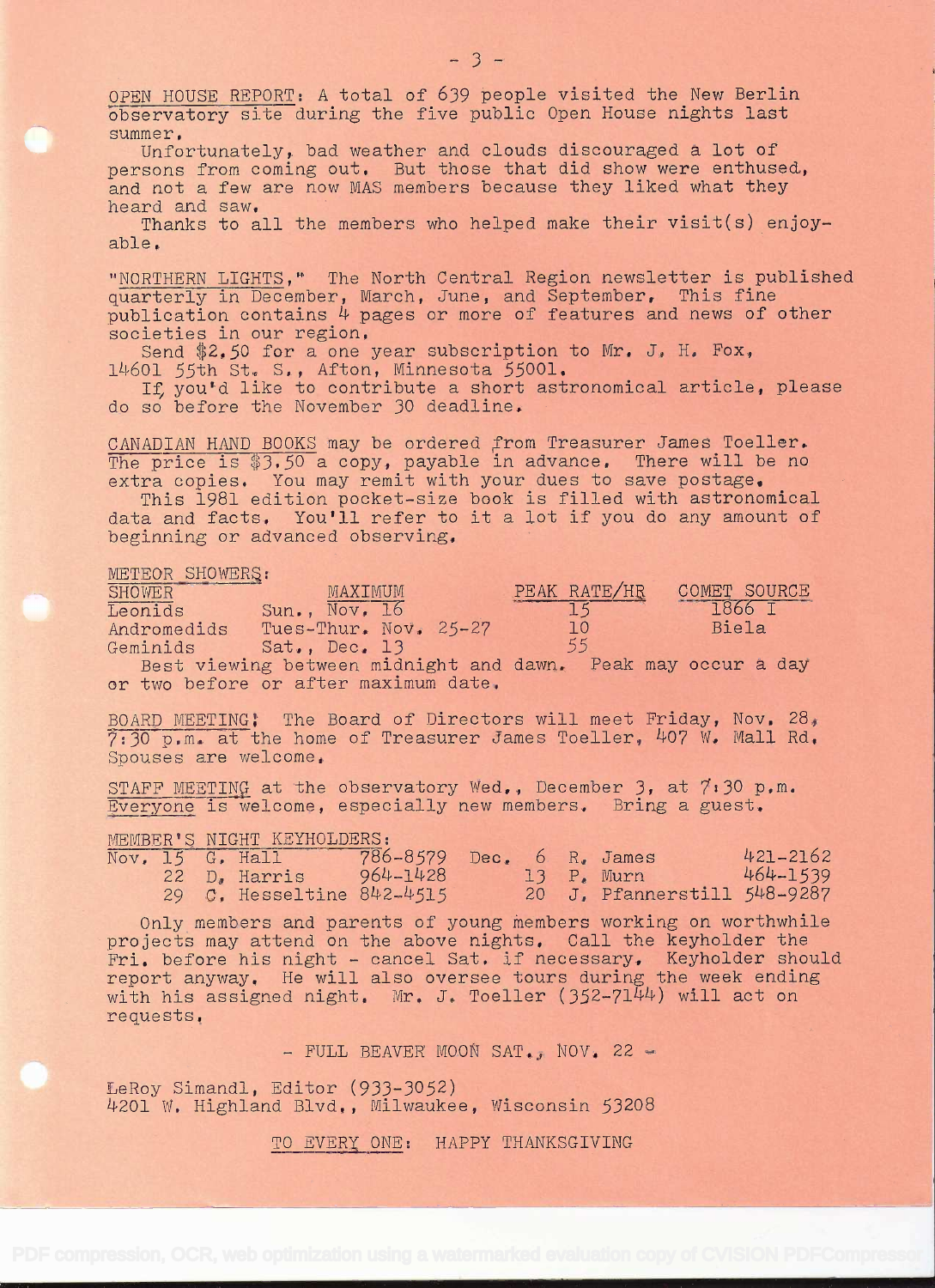**OPEN HOUSE REPORT:** A total of 639 people visited the New Berlin observatory site during the five public Open House nights last summer.

Unfortunately, bad weather and clouds discouraged a lot of persons from coming out. But those that did show were enthused, and not a few are now MAS members because they liked what they heard and saw.

Thanks to all the members who helped make their visit(s) enjoyable.

**"NORTHERN LIGHTS,"** The North Central Region newsletter is published quarterly in December, March, June, and September. This fine publication contains 4 pages or more of features and news of other societies in our region.

Send $2.50 for a one year subscription to Mr. J. H. Fox, 14601 55th St. S., Afton, Minnesota 55001.

If you'd like to contribute a short astronomical article, please do so before the November 30 deadline.

**CANADIAN HAND BOOKS** may be ordered from Treasurer James Toeller. The price is $3.50 a copy, payable in advance. There will be no extra copies. You may remit with your dues to save postage.

This 1981 edition pocket-size book is filled with astronomical data and facts. You'll refer to it a lot if you do any amount of beginning or advanced observing.

**METEOR SHOWERS:**

| SHOWER | MAXIMUM | PEAK RATE/HR | COMET SOURCE |
|---|---|---|---|
| Leonids | Sun., Nov. 16 | 15 | 1866 I |
| Andromedids | Tues-Thur. Nov. 25-27 | 10 | Biela |
| Geminids | Sat., Dec. 13 | 55 | |

Best viewing between midnight and dawn. Peak may occur a day or two before or after maximum date.

**BOARD MEETING:** The Board of Directors will meet Friday, Nov. 28, 7:30 p.m. at the home of Treasurer James Toeller, 407 W. Mall Rd. Spouses are welcome.

**STAFF MEETING** at the observatory Wed., December 3, at 7:30 p.m. Everyone is welcome, especially new members. Bring a guest.

**MEMBER'S NIGHT KEYHOLDERS:**

| | | | | | |
|---|---|---|---|---|---|
| Nov. 15 | G. Hall | 786-8579 | Dec. 6 | R. James | 421-2162 |
| 22 | D. Harris | 964-1428 | 13 | P. Murn | 464-1539 |
| 29 | C. Hesseltine | 842-4515 | 20 | J. Pfannerstill | 548-9287 |

Only members and parents of young members working on worthwhile projects may attend on the above nights. Call the keyholder the Fri. before his night - cancel Sat. if necessary. Keyholder should report anyway. He will also oversee tours during the week ending with his assigned night. Mr. J. Toeller (352-7144) will act on requests.

\- FULL BEAVER MOON SAT., NOV. 22 -

LeRoy Simandl, Editor (933-3052)
4201 W. Highland Blvd., Milwaukee, Wisconsin 53208

TO EVERY ONE: HAPPY THANKSGIVING